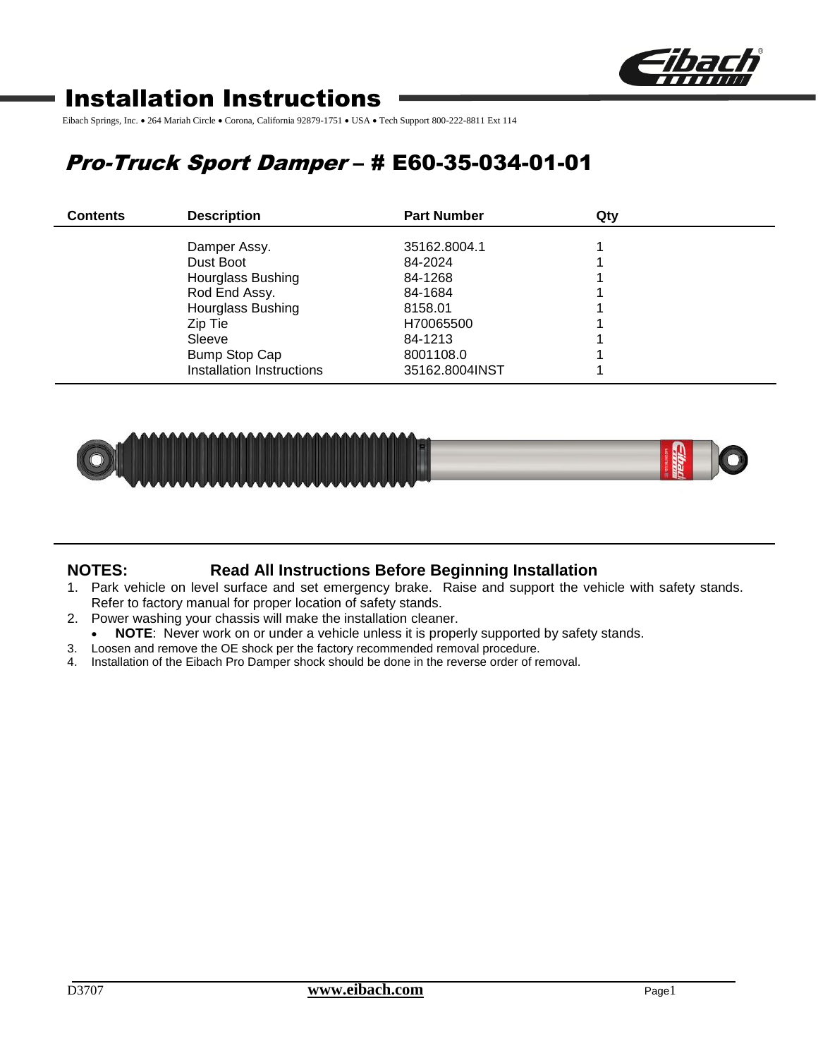# Installation Instructions

Eibach Springs, Inc. • 264 Mariah Circle • Corona, California 92879-1751 • USA • Tech Support 800-222-8811 Ext 114

## *Pro-Truck Sport Damper* – # E60-35-034-01-01

| Contents | Description | Part Number | Qty |
|---|---|---|---|
| | Damper Assy. | 35162.8004.1 | 1 |
| | Dust Boot | 84-2024 | 1 |
| | Hourglass Bushing | 84-1268 | 1 |
| | Rod End Assy. | 84-1684 | 1 |
| | Hourglass Bushing | 8158.01 | 1 |
| | Zip Tie | H70065500 | 1 |
| | Sleeve | 84-1213 | 1 |
| | Bump Stop Cap | 8001108.0 | 1 |
| | Installation Instructions | 35162.8004INST | 1 |

**NOTES:** **Read All Instructions Before Beginning Installation**

1. Park vehicle on level surface and set emergency brake. Raise and support the vehicle with safety stands. Refer to factory manual for proper location of safety stands.
2. Power washing your chassis will make the installation cleaner.
   - **NOTE**: Never work on or under a vehicle unless it is properly supported by safety stands.
3. Loosen and remove the OE shock per the factory recommended removal procedure.
4. Installation of the Eibach Pro Damper shock should be done in the reverse order of removal.

D3707 www.eibach.com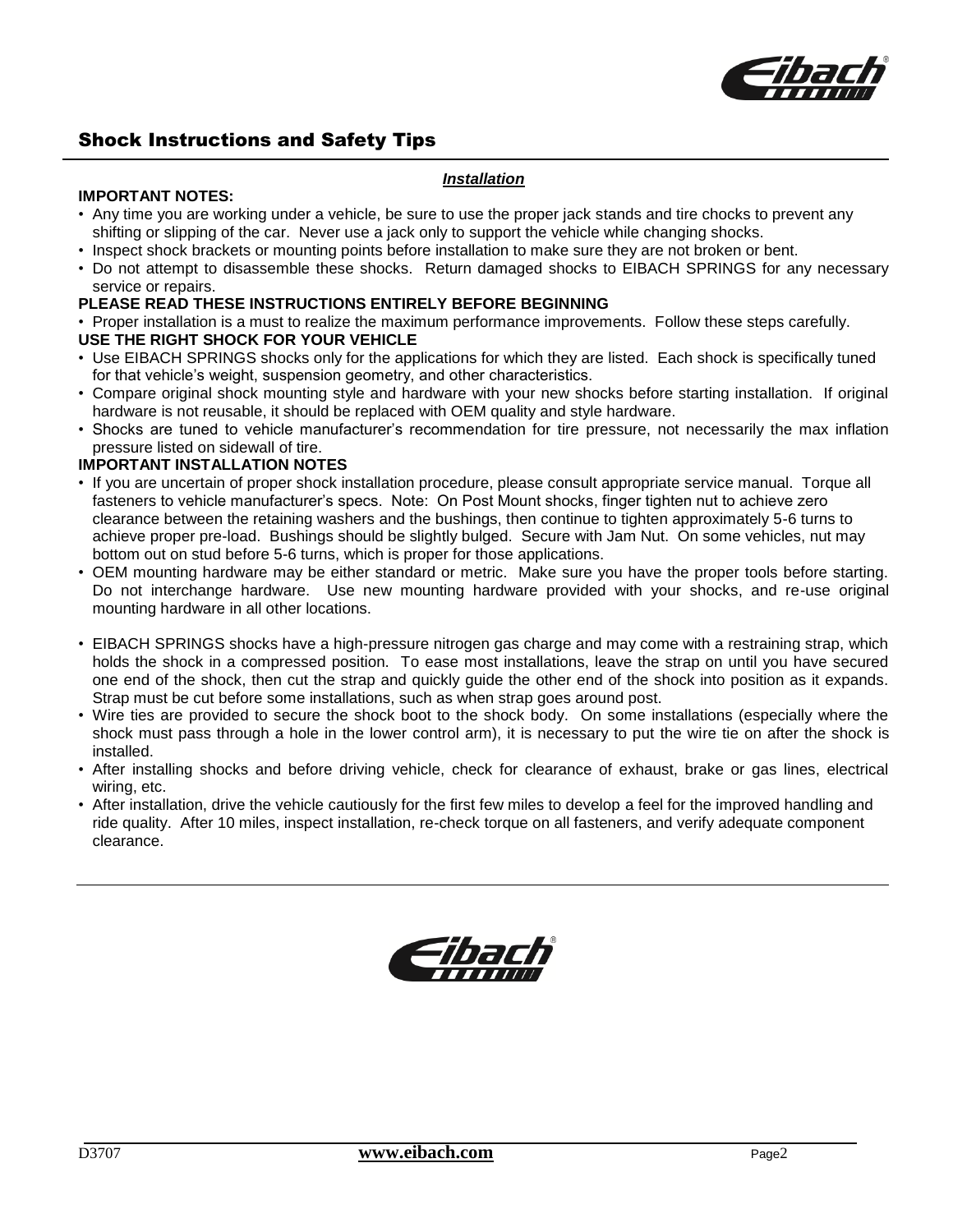## Shock Instructions and Safety Tips

***Installation***

**IMPORTANT NOTES:**

- Any time you are working under a vehicle, be sure to use the proper jack stands and tire chocks to prevent any shifting or slipping of the car. Never use a jack only to support the vehicle while changing shocks.
- Inspect shock brackets or mounting points before installation to make sure they are not broken or bent.
- Do not attempt to disassemble these shocks. Return damaged shocks to EIBACH SPRINGS for any necessary service or repairs.

**PLEASE READ THESE INSTRUCTIONS ENTIRELY BEFORE BEGINNING**

- Proper installation is a must to realize the maximum performance improvements. Follow these steps carefully.

**USE THE RIGHT SHOCK FOR YOUR VEHICLE**

- Use EIBACH SPRINGS shocks only for the applications for which they are listed. Each shock is specifically tuned for that vehicle's weight, suspension geometry, and other characteristics.
- Compare original shock mounting style and hardware with your new shocks before starting installation. If original hardware is not reusable, it should be replaced with OEM quality and style hardware.
- Shocks are tuned to vehicle manufacturer's recommendation for tire pressure, not necessarily the max inflation pressure listed on sidewall of tire.

**IMPORTANT INSTALLATION NOTES**

- If you are uncertain of proper shock installation procedure, please consult appropriate service manual. Torque all fasteners to vehicle manufacturer's specs. Note: On Post Mount shocks, finger tighten nut to achieve zero clearance between the retaining washers and the bushings, then continue to tighten approximately 5-6 turns to achieve proper pre-load. Bushings should be slightly bulged. Secure with Jam Nut. On some vehicles, nut may bottom out on stud before 5-6 turns, which is proper for those applications.
- OEM mounting hardware may be either standard or metric. Make sure you have the proper tools before starting. Do not interchange hardware. Use new mounting hardware provided with your shocks, and re-use original mounting hardware in all other locations.
- EIBACH SPRINGS shocks have a high-pressure nitrogen gas charge and may come with a restraining strap, which holds the shock in a compressed position. To ease most installations, leave the strap on until you have secured one end of the shock, then cut the strap and quickly guide the other end of the shock into position as it expands. Strap must be cut before some installations, such as when strap goes around post.
- Wire ties are provided to secure the shock boot to the shock body. On some installations (especially where the shock must pass through a hole in the lower control arm), it is necessary to put the wire tie on after the shock is installed.
- After installing shocks and before driving vehicle, check for clearance of exhaust, brake or gas lines, electrical wiring, etc.
- After installation, drive the vehicle cautiously for the first few miles to develop a feel for the improved handling and ride quality. After 10 miles, inspect installation, re-check torque on all fasteners, and verify adequate component clearance.